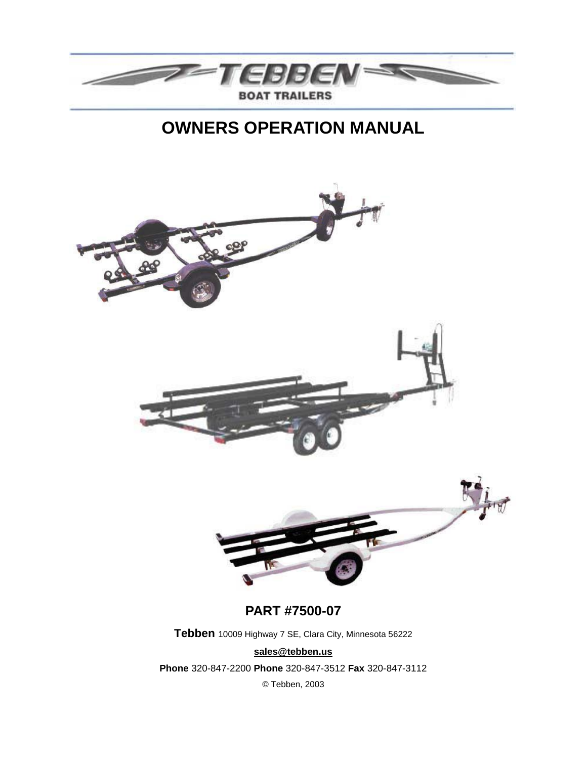TEBBEN

BOAT TRAILERS

# OWNERS OPERATION MANUAL

## PART #7500-07

**Tebben** 10009 Highway 7 SE, Clara City, Minnesota 56222

**sales@tebben.us**

**Phone** 320-847-2200 **Phone** 320-847-3512 **Fax** 320-847-3112

© Tebben, 2003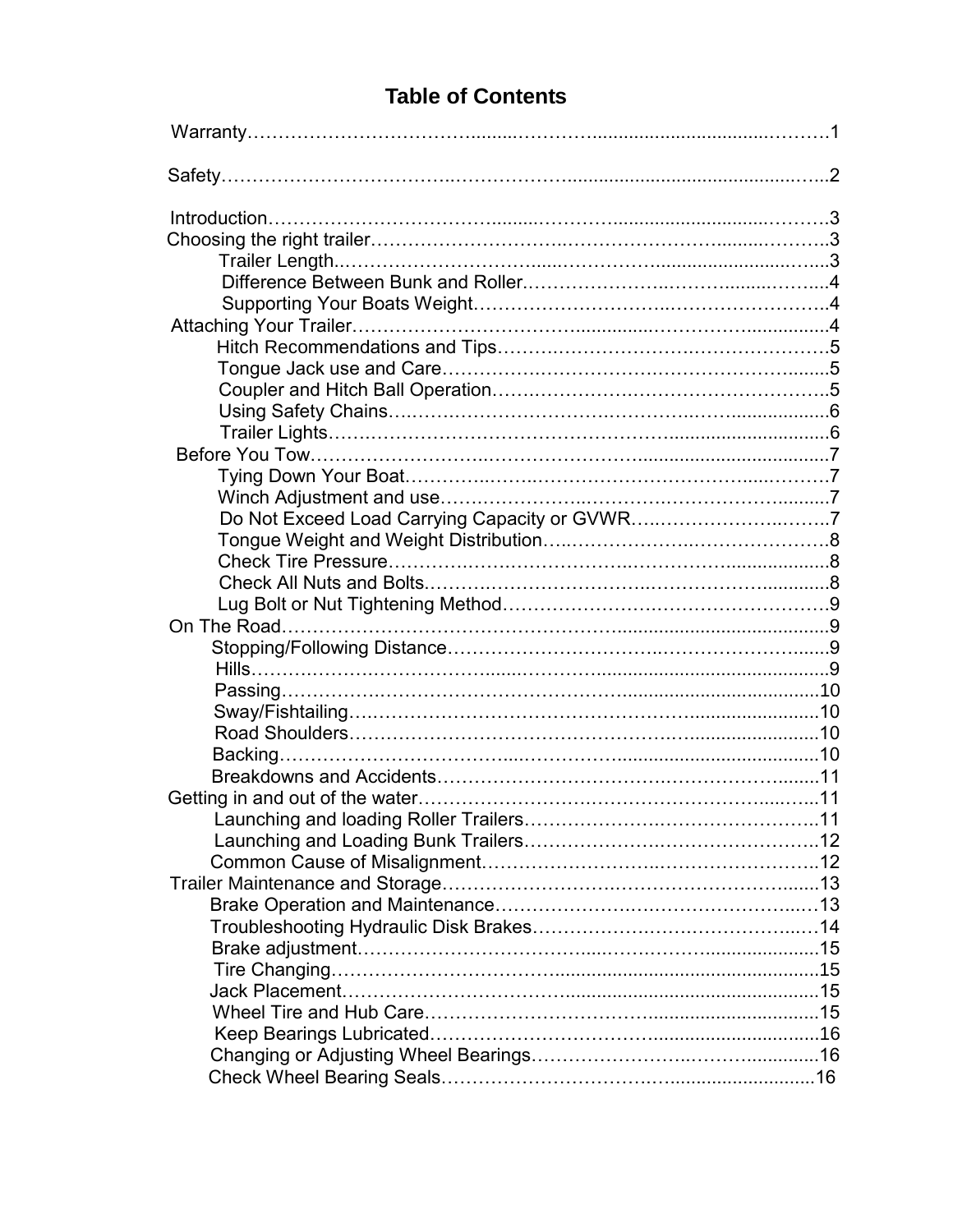# Table of Contents

Warranty……………………………………………………………………………1

Safety………………………………………………………………………………2

Introduction…………………………………………………………………………3
Choosing the right trailer……………………………………………………………3
    Trailer Length………………………………………………………………………3
    Difference Between Bunk and Roller………………………………………………4
    Supporting Your Boats Weight……………………………………………………4
Attaching Your Trailer………………………………………………………………4
    Hitch Recommendations and Tips…………………………………………………5
    Tongue Jack use and Care…………………………………………………………5
    Coupler and Hitch Ball Operation…………………………………………………5
    Using Safety Chains…………………………………………………………………6
    Trailer Lights…………………………………………………………………………6
Before You Tow………………………………………………………………………7
    Tying Down Your Boat………………………………………………………………7
    Winch Adjustment and use…………………………………………………………7
    Do Not Exceed Load Carrying Capacity or GVWR………………………………7
    Tongue Weight and Weight Distribution…………………………………………8
    Check Tire Pressure…………………………………………………………………8
    Check All Nuts and Bolts……………………………………………………………8
    Lug Bolt or Nut Tightening Method…………………………………………………9
On The Road…………………………………………………………………………9
    Stopping/Following Distance………………………………………………………9
    Hills……………………………………………………………………………………9
    Passing………………………………………………………………………………10
    Sway/Fishtailing……………………………………………………………………10
    Road Shoulders……………………………………………………………………10
    Backing………………………………………………………………………………10
    Breakdowns and Accidents…………………………………………………………11
Getting in and out of the water………………………………………………………11
    Launching and loading Roller Trailers……………………………………………11
    Launching and Loading Bunk Trailers……………………………………………12
    Common Cause of Misalignment…………………………………………………12
Trailer Maintenance and Storage……………………………………………………13
    Brake Operation and Maintenance…………………………………………………13
    Troubleshooting Hydraulic Disk Brakes……………………………………………14
    Brake adjustment……………………………………………………………………15
    Tire Changing…………………………………………………………………………15
    Jack Placement………………………………………………………………………15
    Wheel Tire and Hub Care……………………………………………………………15
    Keep Bearings Lubricated……………………………………………………………16
    Changing or Adjusting Wheel Bearings……………………………………………16
    Check Wheel Bearing Seals…………………………………………………………16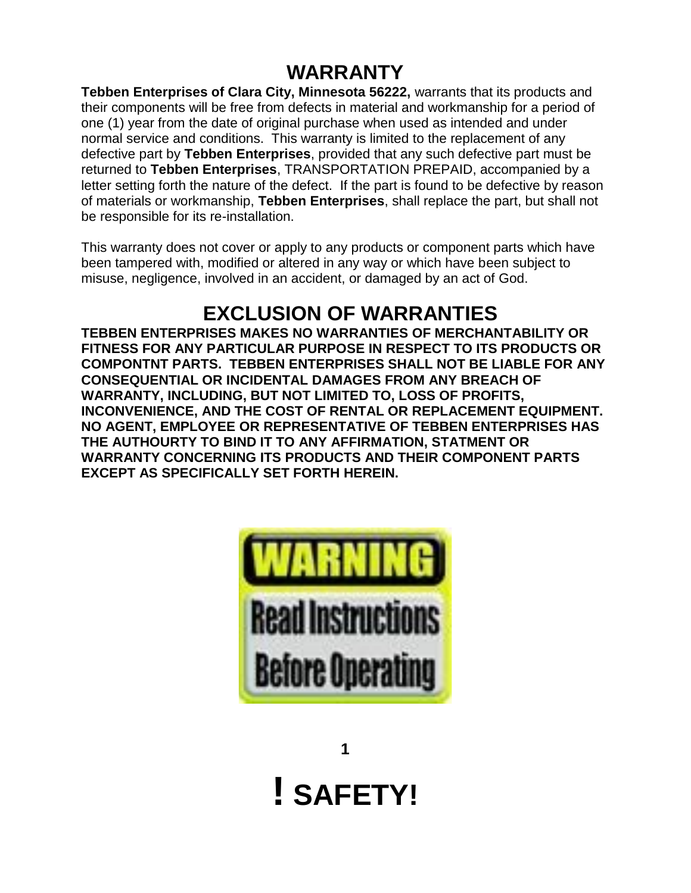# WARRANTY

**Tebben Enterprises of Clara City, Minnesota 56222,** warrants that its products and their components will be free from defects in material and workmanship for a period of one (1) year from the date of original purchase when used as intended and under normal service and conditions. This warranty is limited to the replacement of any defective part by **Tebben Enterprises**, provided that any such defective part must be returned to **Tebben Enterprises**, TRANSPORTATION PREPAID, accompanied by a letter setting forth the nature of the defect. If the part is found to be defective by reason of materials or workmanship, **Tebben Enterprises**, shall replace the part, but shall not be responsible for its re-installation.

This warranty does not cover or apply to any products or component parts which have been tampered with, modified or altered in any way or which have been subject to misuse, negligence, involved in an accident, or damaged by an act of God.

# EXCLUSION OF WARRANTIES

**TEBBEN ENTERPRISES MAKES NO WARRANTIES OF MERCHANTABILITY OR FITNESS FOR ANY PARTICULAR PURPOSE IN RESPECT TO ITS PRODUCTS OR COMPONTNT PARTS. TEBBEN ENTERPRISES SHALL NOT BE LIABLE FOR ANY CONSEQUENTIAL OR INCIDENTAL DAMAGES FROM ANY BREACH OF WARRANTY, INCLUDING, BUT NOT LIMITED TO, LOSS OF PROFITS, INCONVENIENCE, AND THE COST OF RENTAL OR REPLACEMENT EQUIPMENT. NO AGENT, EMPLOYEE OR REPRESENTATIVE OF TEBBEN ENTERPRISES HAS THE AUTHOURTY TO BIND IT TO ANY AFFIRMATION, STATMENT OR WARRANTY CONCERNING ITS PRODUCTS AND THEIR COMPONENT PARTS EXCEPT AS SPECIFICALLY SET FORTH HEREIN.**

**WARNING**

**Read Instructions Before Operating**

# ! SAFETY!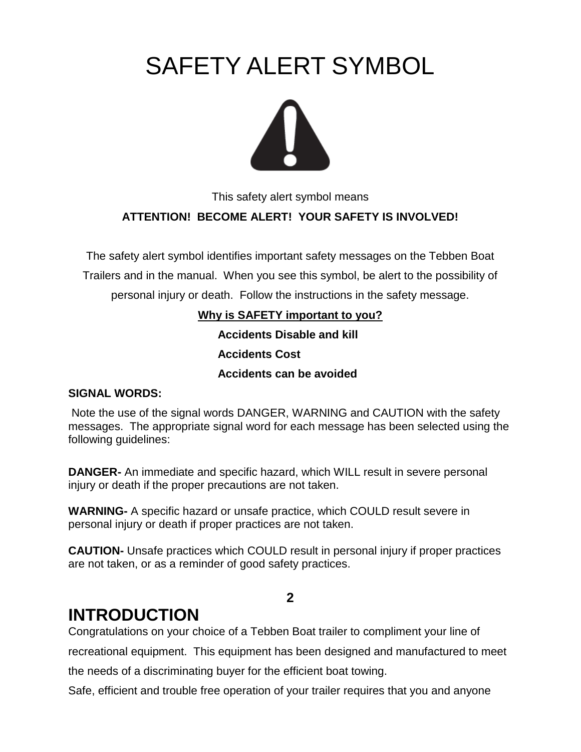# SAFETY ALERT SYMBOL

This safety alert symbol means

**ATTENTION! BECOME ALERT! YOUR SAFETY IS INVOLVED!**

The safety alert symbol identifies important safety messages on the Tebben Boat Trailers and in the manual. When you see this symbol, be alert to the possibility of personal injury or death. Follow the instructions in the safety message.

**Why is SAFETY important to you?**

**Accidents Disable and kill**

**Accidents Cost**

**Accidents can be avoided**

**SIGNAL WORDS:**

Note the use of the signal words DANGER, WARNING and CAUTION with the safety messages. The appropriate signal word for each message has been selected using the following guidelines:

**DANGER-** An immediate and specific hazard, which WILL result in severe personal injury or death if the proper precautions are not taken.

**WARNING-** A specific hazard or unsafe practice, which COULD result severe in personal injury or death if proper practices are not taken.

**CAUTION-** Unsafe practices which COULD result in personal injury if proper practices are not taken, or as a reminder of good safety practices.

# INTRODUCTION

Congratulations on your choice of a Tebben Boat trailer to compliment your line of recreational equipment. This equipment has been designed and manufactured to meet the needs of a discriminating buyer for the efficient boat towing.

Safe, efficient and trouble free operation of your trailer requires that you and anyone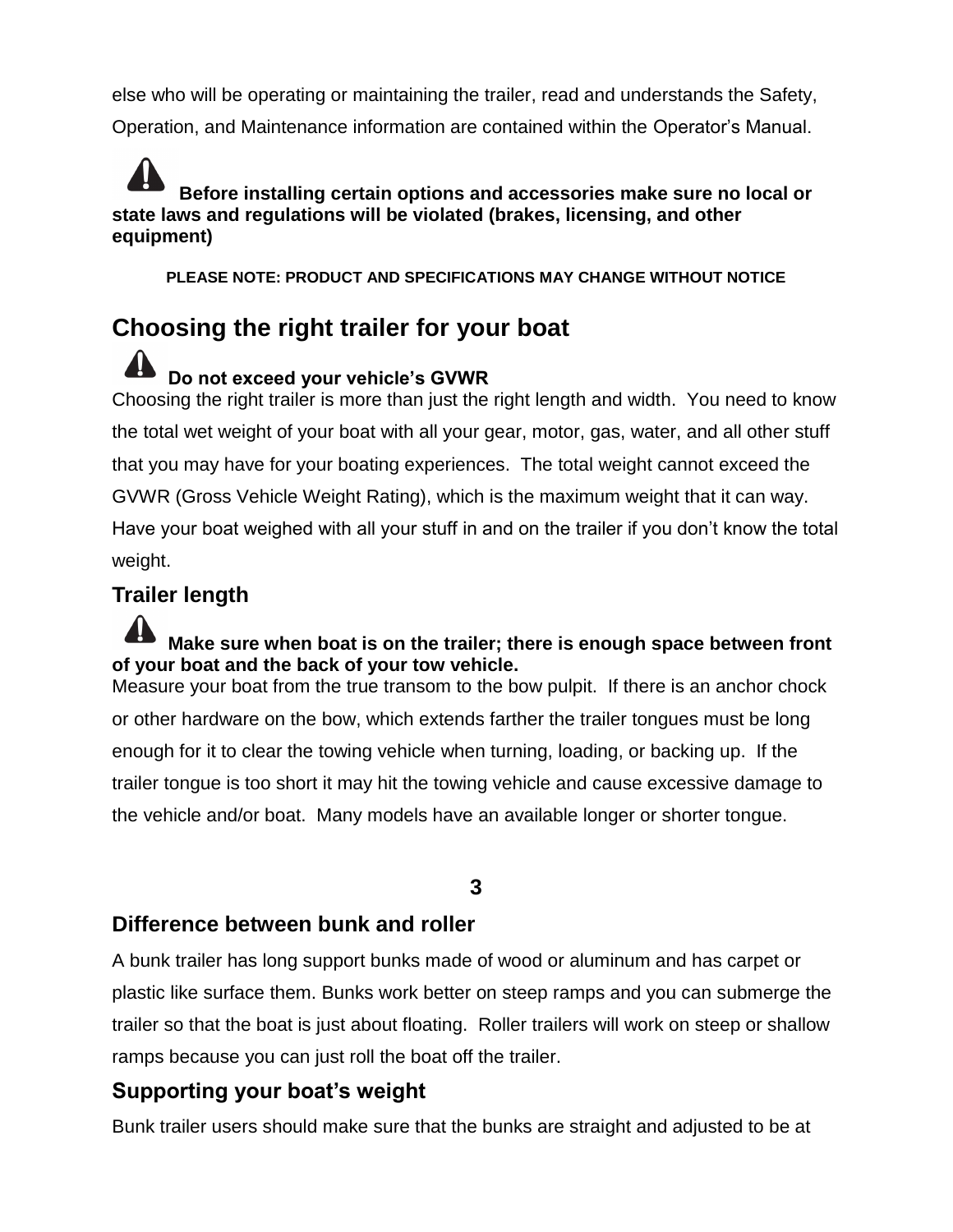else who will be operating or maintaining the trailer, read and understands the Safety, Operation, and Maintenance information are contained within the Operator's Manual.

**Before installing certain options and accessories make sure no local or state laws and regulations will be violated (brakes, licensing, and other equipment)**

**PLEASE NOTE: PRODUCT AND SPECIFICATIONS MAY CHANGE WITHOUT NOTICE**

## Choosing the right trailer for your boat

**Do not exceed your vehicle's GVWR**

Choosing the right trailer is more than just the right length and width. You need to know the total wet weight of your boat with all your gear, motor, gas, water, and all other stuff that you may have for your boating experiences. The total weight cannot exceed the GVWR (Gross Vehicle Weight Rating), which is the maximum weight that it can way. Have your boat weighed with all your stuff in and on the trailer if you don't know the total weight.

### Trailer length

**Make sure when boat is on the trailer; there is enough space between front of your boat and the back of your tow vehicle.**

Measure your boat from the true transom to the bow pulpit. If there is an anchor chock or other hardware on the bow, which extends farther the trailer tongues must be long enough for it to clear the towing vehicle when turning, loading, or backing up. If the trailer tongue is too short it may hit the towing vehicle and cause excessive damage to the vehicle and/or boat. Many models have an available longer or shorter tongue.

### Difference between bunk and roller

A bunk trailer has long support bunks made of wood or aluminum and has carpet or plastic like surface them. Bunks work better on steep ramps and you can submerge the trailer so that the boat is just about floating. Roller trailers will work on steep or shallow ramps because you can just roll the boat off the trailer.

### Supporting your boat's weight

Bunk trailer users should make sure that the bunks are straight and adjusted to be at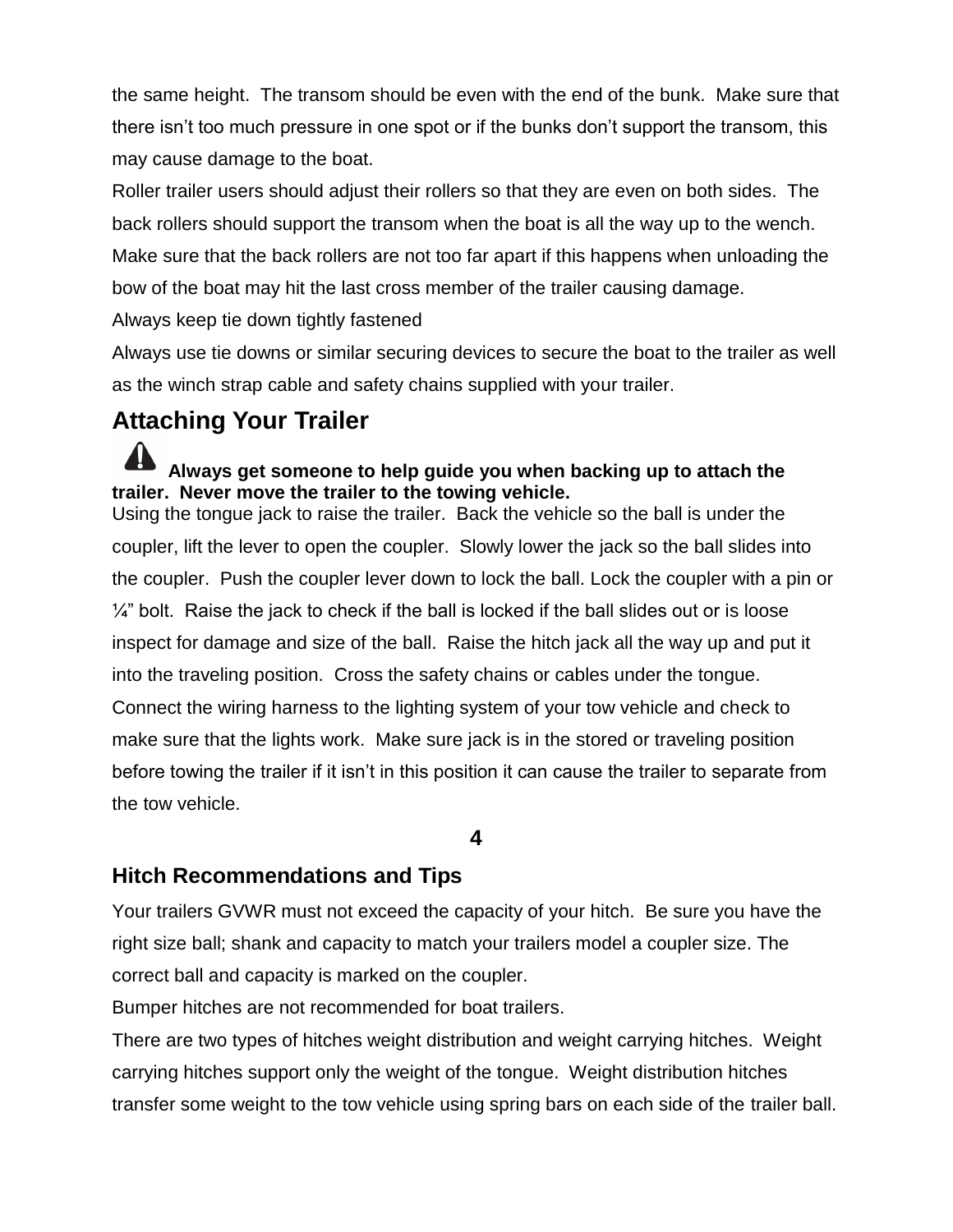the same height. The transom should be even with the end of the bunk. Make sure that there isn't too much pressure in one spot or if the bunks don't support the transom, this may cause damage to the boat.

Roller trailer users should adjust their rollers so that they are even on both sides. The back rollers should support the transom when the boat is all the way up to the wench. Make sure that the back rollers are not too far apart if this happens when unloading the bow of the boat may hit the last cross member of the trailer causing damage.

Always keep tie down tightly fastened

Always use tie downs or similar securing devices to secure the boat to the trailer as well as the winch strap cable and safety chains supplied with your trailer.

## Attaching Your Trailer

**⚠ Always get someone to help guide you when backing up to attach the trailer. Never move the trailer to the towing vehicle.**

Using the tongue jack to raise the trailer. Back the vehicle so the ball is under the coupler, lift the lever to open the coupler. Slowly lower the jack so the ball slides into the coupler. Push the coupler lever down to lock the ball. Lock the coupler with a pin or ¼" bolt. Raise the jack to check if the ball is locked if the ball slides out or is loose inspect for damage and size of the ball. Raise the hitch jack all the way up and put it into the traveling position. Cross the safety chains or cables under the tongue. Connect the wiring harness to the lighting system of your tow vehicle and check to make sure that the lights work. Make sure jack is in the stored or traveling position before towing the trailer if it isn't in this position it can cause the trailer to separate from the tow vehicle.

### Hitch Recommendations and Tips

Your trailers GVWR must not exceed the capacity of your hitch. Be sure you have the right size ball; shank and capacity to match your trailers model a coupler size. The correct ball and capacity is marked on the coupler.

Bumper hitches are not recommended for boat trailers.

There are two types of hitches weight distribution and weight carrying hitches. Weight carrying hitches support only the weight of the tongue. Weight distribution hitches transfer some weight to the tow vehicle using spring bars on each side of the trailer ball.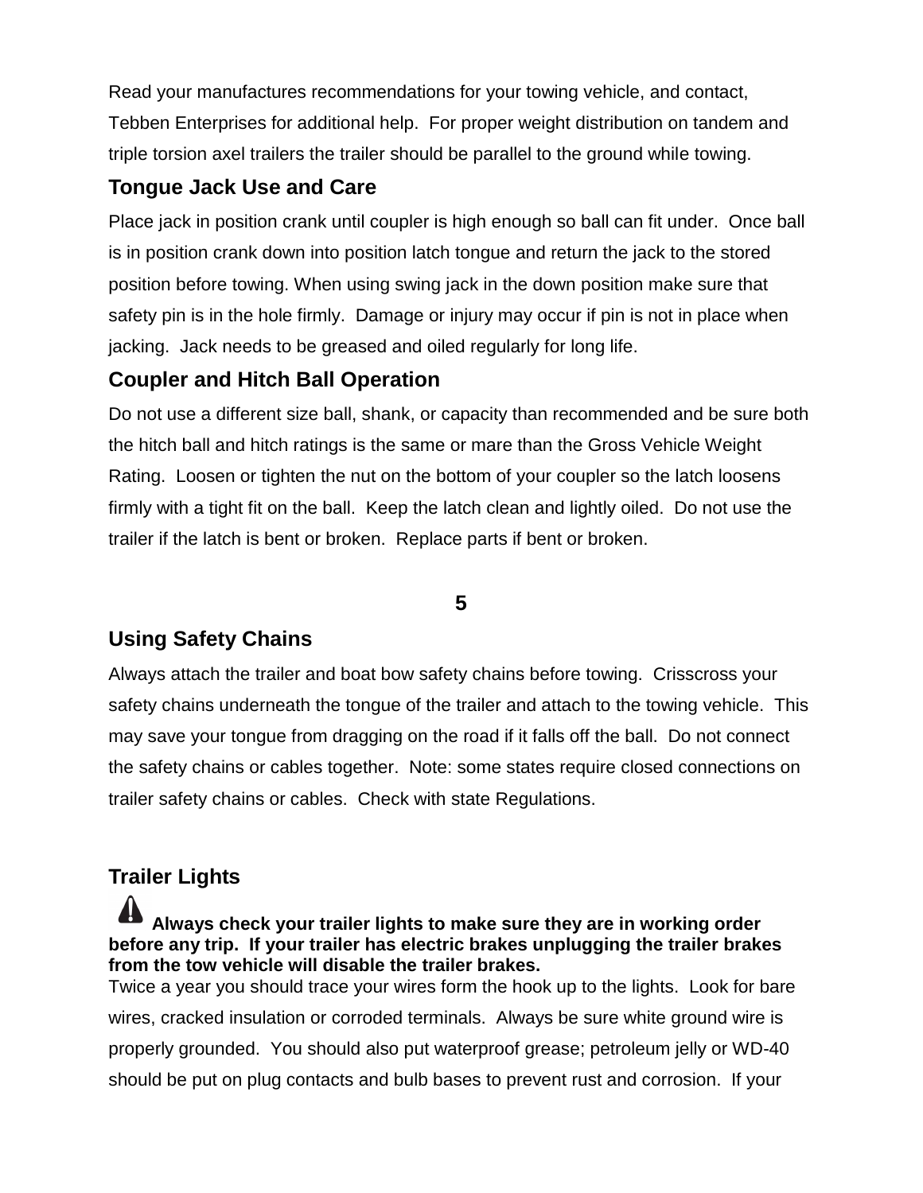Read your manufactures recommendations for your towing vehicle, and contact, Tebben Enterprises for additional help. For proper weight distribution on tandem and triple torsion axel trailers the trailer should be parallel to the ground while towing.

## Tongue Jack Use and Care

Place jack in position crank until coupler is high enough so ball can fit under. Once ball is in position crank down into position latch tongue and return the jack to the stored position before towing. When using swing jack in the down position make sure that safety pin is in the hole firmly. Damage or injury may occur if pin is not in place when jacking. Jack needs to be greased and oiled regularly for long life.

## Coupler and Hitch Ball Operation

Do not use a different size ball, shank, or capacity than recommended and be sure both the hitch ball and hitch ratings is the same or mare than the Gross Vehicle Weight Rating. Loosen or tighten the nut on the bottom of your coupler so the latch loosens firmly with a tight fit on the ball. Keep the latch clean and lightly oiled. Do not use the trailer if the latch is bent or broken. Replace parts if bent or broken.

## Using Safety Chains

Always attach the trailer and boat bow safety chains before towing. Crisscross your safety chains underneath the tongue of the trailer and attach to the towing vehicle. This may save your tongue from dragging on the road if it falls off the ball. Do not connect the safety chains or cables together. Note: some states require closed connections on trailer safety chains or cables. Check with state Regulations.

## Trailer Lights

⚠ **Always check your trailer lights to make sure they are in working order before any trip. If your trailer has electric brakes unplugging the trailer brakes from the tow vehicle will disable the trailer brakes.**

Twice a year you should trace your wires form the hook up to the lights. Look for bare wires, cracked insulation or corroded terminals. Always be sure white ground wire is properly grounded. You should also put waterproof grease; petroleum jelly or WD-40 should be put on plug contacts and bulb bases to prevent rust and corrosion. If your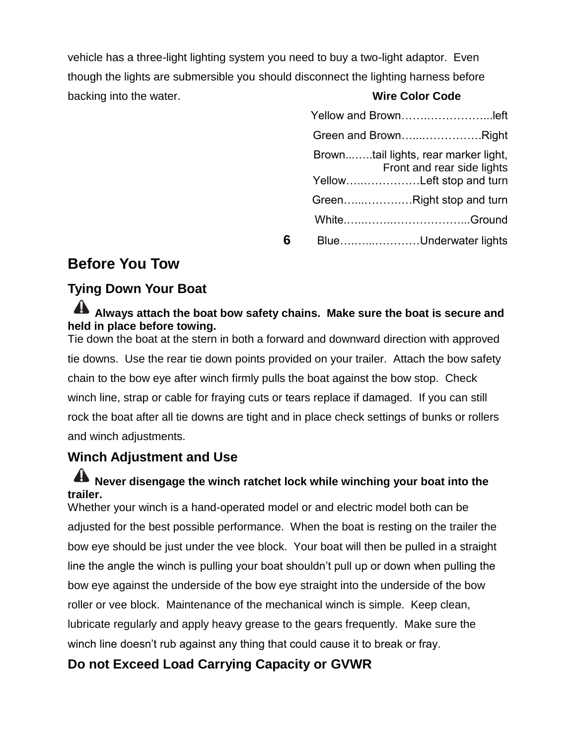vehicle has a three-light lighting system you need to buy a two-light adaptor. Even though the lights are submersible you should disconnect the lighting harness before backing into the water.

**Wire Color Code**

Yellow and Brown……..……………...left

Green and Brown…...…………….Right

Brown...…..tail lights, rear marker light, Front and rear side lights

Yellow…..……………Left stop and turn

Green…...………..…Right stop and turn

White.…..……..………………...Ground

Blue……...…………Underwater lights

## Before You Tow

### Tying Down Your Boat

⚠ **Always attach the boat bow safety chains. Make sure the boat is secure and held in place before towing.**

Tie down the boat at the stern in both a forward and downward direction with approved tie downs. Use the rear tie down points provided on your trailer. Attach the bow safety chain to the bow eye after winch firmly pulls the boat against the bow stop. Check winch line, strap or cable for fraying cuts or tears replace if damaged. If you can still rock the boat after all tie downs are tight and in place check settings of bunks or rollers and winch adjustments.

### Winch Adjustment and Use

⚠ **Never disengage the winch ratchet lock while winching your boat into the trailer.**

Whether your winch is a hand-operated model or and electric model both can be adjusted for the best possible performance. When the boat is resting on the trailer the bow eye should be just under the vee block. Your boat will then be pulled in a straight line the angle the winch is pulling your boat shouldn't pull up or down when pulling the bow eye against the underside of the bow eye straight into the underside of the bow roller or vee block. Maintenance of the mechanical winch is simple. Keep clean, lubricate regularly and apply heavy grease to the gears frequently. Make sure the winch line doesn't rub against any thing that could cause it to break or fray.

### Do not Exceed Load Carrying Capacity or GVWR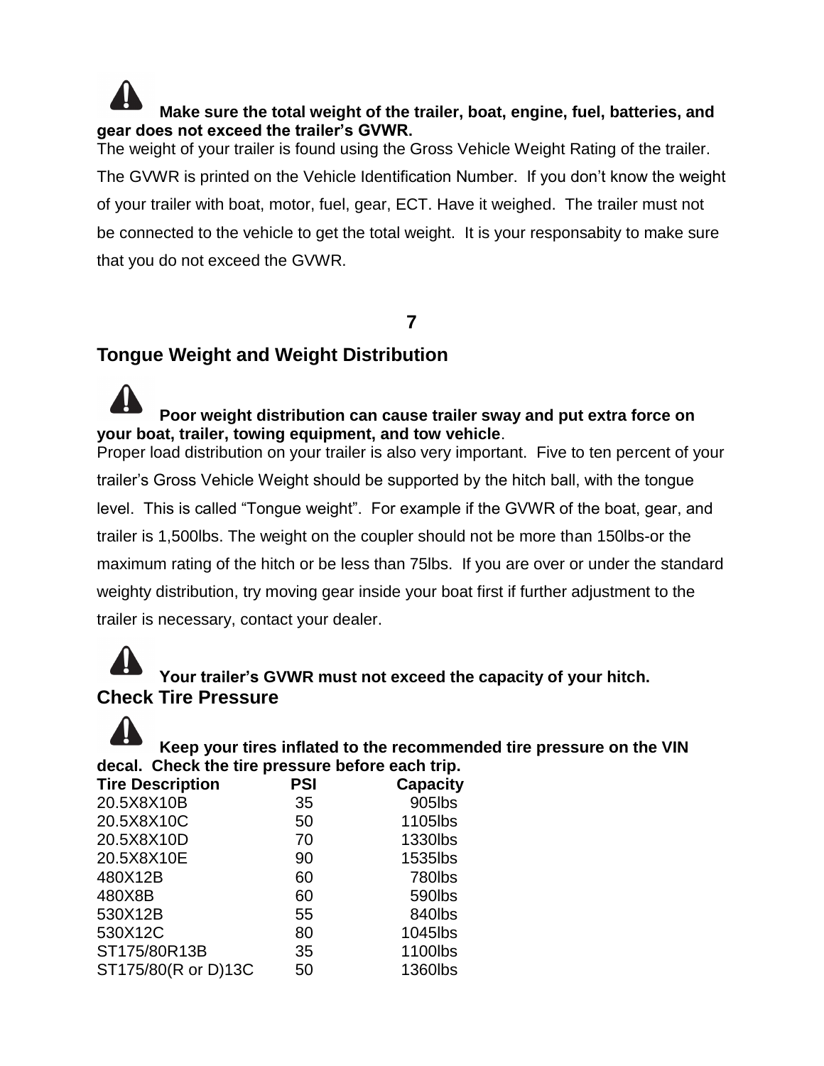**Make sure the total weight of the trailer, boat, engine, fuel, batteries, and gear does not exceed the trailer's GVWR.**

The weight of your trailer is found using the Gross Vehicle Weight Rating of the trailer. The GVWR is printed on the Vehicle Identification Number. If you don't know the weight of your trailer with boat, motor, fuel, gear, ECT. Have it weighed. The trailer must not be connected to the vehicle to get the total weight. It is your responsabity to make sure that you do not exceed the GVWR.

**7**

## Tongue Weight and Weight Distribution

**Poor weight distribution can cause trailer sway and put extra force on your boat, trailer, towing equipment, and tow vehicle**.

Proper load distribution on your trailer is also very important. Five to ten percent of your trailer's Gross Vehicle Weight should be supported by the hitch ball, with the tongue level. This is called "Tongue weight". For example if the GVWR of the boat, gear, and trailer is 1,500lbs. The weight on the coupler should not be more than 150lbs-or the maximum rating of the hitch or be less than 75lbs. If you are over or under the standard weighty distribution, try moving gear inside your boat first if further adjustment to the trailer is necessary, contact your dealer.

**Your trailer's GVWR must not exceed the capacity of your hitch.**

## Check Tire Pressure

**Keep your tires inflated to the recommended tire pressure on the VIN decal. Check the tire pressure before each trip.**

| Tire Description | PSI | Capacity |
|---|---|---|
| 20.5X8X10B | 35 | 905lbs |
| 20.5X8X10C | 50 | 1105lbs |
| 20.5X8X10D | 70 | 1330lbs |
| 20.5X8X10E | 90 | 1535lbs |
| 480X12B | 60 | 780lbs |
| 480X8B | 60 | 590lbs |
| 530X12B | 55 | 840lbs |
| 530X12C | 80 | 1045lbs |
| ST175/80R13B | 35 | 1100lbs |
| ST175/80(R or D)13C | 50 | 1360lbs |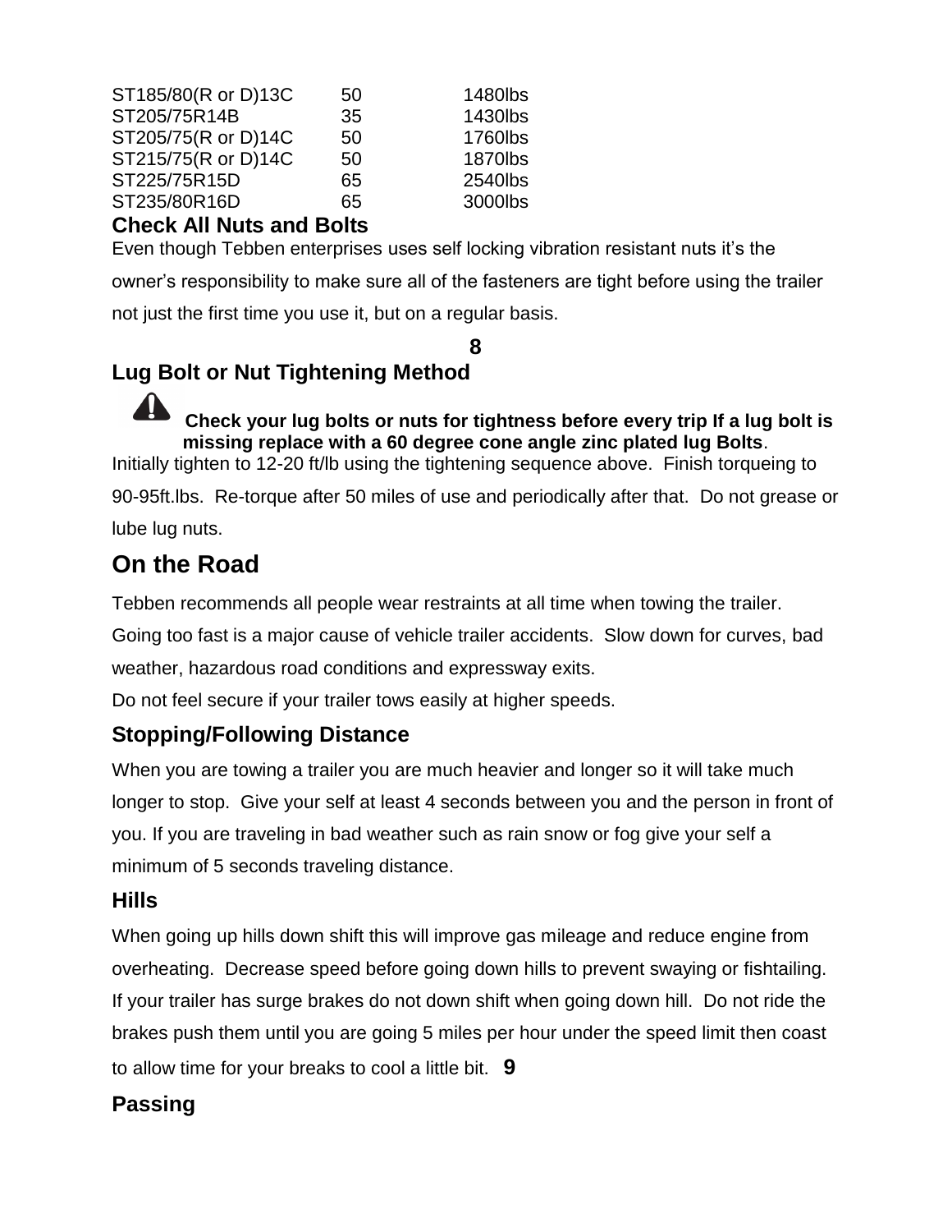| | | |
|---|---|---|
| ST185/80(R or D)13C | 50 | 1480lbs |
| ST205/75R14B | 35 | 1430lbs |
| ST205/75(R or D)14C | 50 | 1760lbs |
| ST215/75(R or D)14C | 50 | 1870lbs |
| ST225/75R15D | 65 | 2540lbs |
| ST235/80R16D | 65 | 3000lbs |

### Check All Nuts and Bolts

Even though Tebben enterprises uses self locking vibration resistant nuts it's the owner's responsibility to make sure all of the fasteners are tight before using the trailer not just the first time you use it, but on a regular basis.

### Lug Bolt or Nut Tightening Method

**Check your lug bolts or nuts for tightness before every trip If a lug bolt is missing replace with a 60 degree cone angle zinc plated lug Bolts**.

Initially tighten to 12-20 ft/lb using the tightening sequence above. Finish torqueing to 90-95ft.lbs. Re-torque after 50 miles of use and periodically after that. Do not grease or lube lug nuts.

## On the Road

Tebben recommends all people wear restraints at all time when towing the trailer. Going too fast is a major cause of vehicle trailer accidents. Slow down for curves, bad weather, hazardous road conditions and expressway exits.

Do not feel secure if your trailer tows easily at higher speeds.

### Stopping/Following Distance

When you are towing a trailer you are much heavier and longer so it will take much longer to stop. Give your self at least 4 seconds between you and the person in front of you. If you are traveling in bad weather such as rain snow or fog give your self a minimum of 5 seconds traveling distance.

### Hills

When going up hills down shift this will improve gas mileage and reduce engine from overheating. Decrease speed before going down hills to prevent swaying or fishtailing. If your trailer has surge brakes do not down shift when going down hill. Do not ride the brakes push them until you are going 5 miles per hour under the speed limit then coast to allow time for your breaks to cool a little bit.

### Passing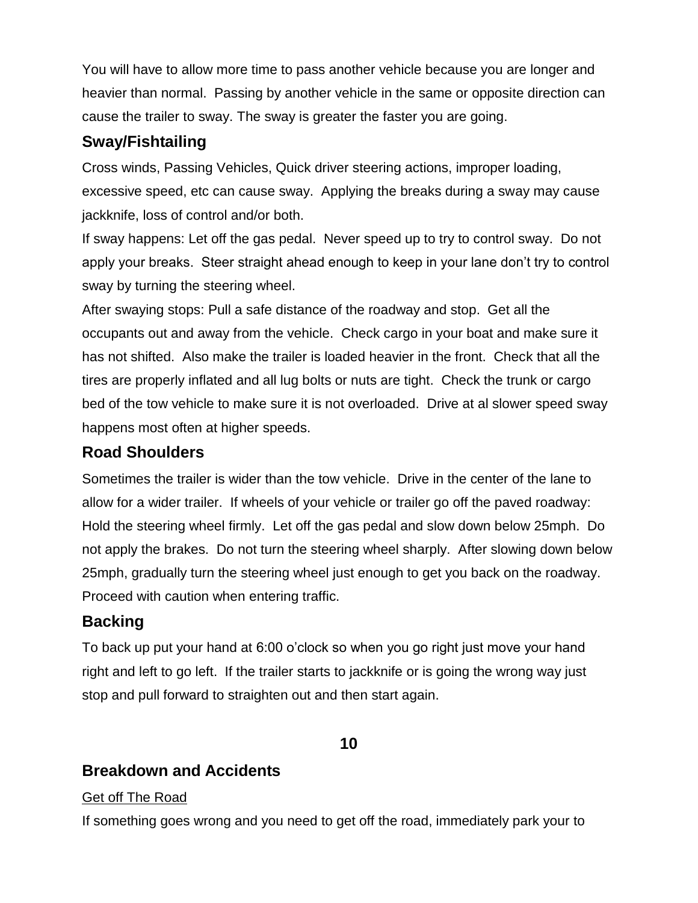You will have to allow more time to pass another vehicle because you are longer and heavier than normal. Passing by another vehicle in the same or opposite direction can cause the trailer to sway. The sway is greater the faster you are going.

## Sway/Fishtailing

Cross winds, Passing Vehicles, Quick driver steering actions, improper loading, excessive speed, etc can cause sway. Applying the breaks during a sway may cause jackknife, loss of control and/or both.

If sway happens: Let off the gas pedal. Never speed up to try to control sway. Do not apply your breaks. Steer straight ahead enough to keep in your lane don't try to control sway by turning the steering wheel.

After swaying stops: Pull a safe distance of the roadway and stop. Get all the occupants out and away from the vehicle. Check cargo in your boat and make sure it has not shifted. Also make the trailer is loaded heavier in the front. Check that all the tires are properly inflated and all lug bolts or nuts are tight. Check the trunk or cargo bed of the tow vehicle to make sure it is not overloaded. Drive at al slower speed sway happens most often at higher speeds.

## Road Shoulders

Sometimes the trailer is wider than the tow vehicle. Drive in the center of the lane to allow for a wider trailer. If wheels of your vehicle or trailer go off the paved roadway: Hold the steering wheel firmly. Let off the gas pedal and slow down below 25mph. Do not apply the brakes. Do not turn the steering wheel sharply. After slowing down below 25mph, gradually turn the steering wheel just enough to get you back on the roadway. Proceed with caution when entering traffic.

## Backing

To back up put your hand at 6:00 o'clock so when you go right just move your hand right and left to go left. If the trailer starts to jackknife or is going the wrong way just stop and pull forward to straighten out and then start again.

## Breakdown and Accidents

<u>Get off The Road</u>

If something goes wrong and you need to get off the road, immediately park your to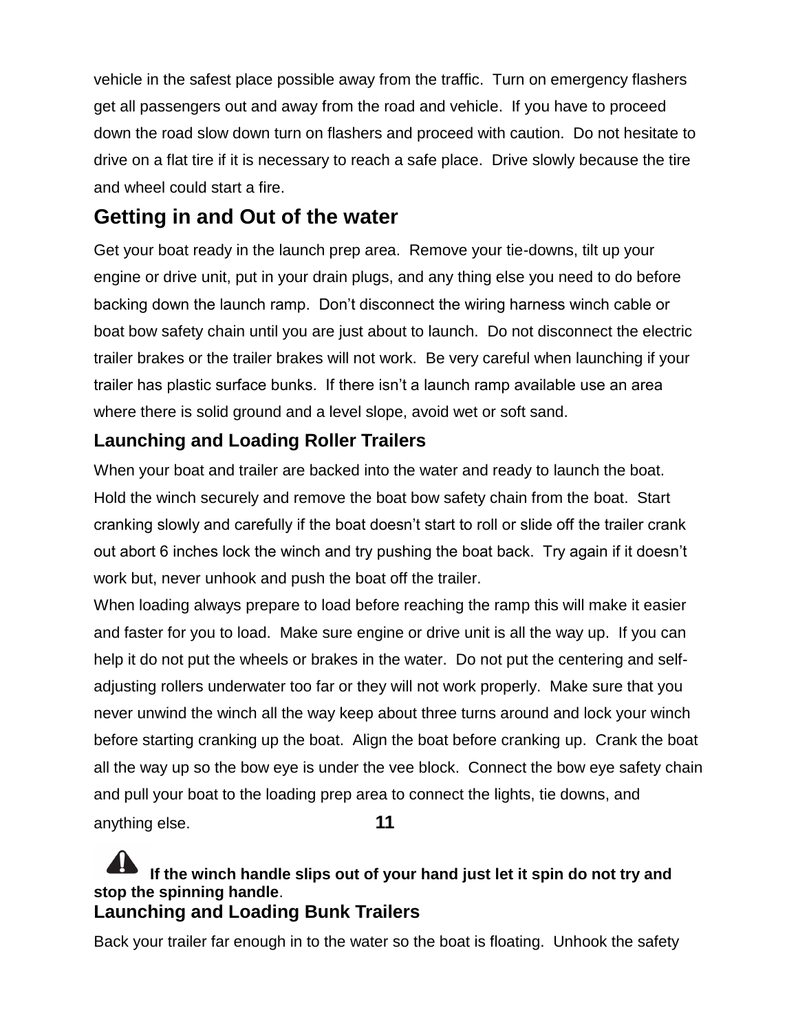vehicle in the safest place possible away from the traffic. Turn on emergency flashers get all passengers out and away from the road and vehicle. If you have to proceed down the road slow down turn on flashers and proceed with caution. Do not hesitate to drive on a flat tire if it is necessary to reach a safe place. Drive slowly because the tire and wheel could start a fire.

## Getting in and Out of the water

Get your boat ready in the launch prep area. Remove your tie-downs, tilt up your engine or drive unit, put in your drain plugs, and any thing else you need to do before backing down the launch ramp. Don't disconnect the wiring harness winch cable or boat bow safety chain until you are just about to launch. Do not disconnect the electric trailer brakes or the trailer brakes will not work. Be very careful when launching if your trailer has plastic surface bunks. If there isn't a launch ramp available use an area where there is solid ground and a level slope, avoid wet or soft sand.

### Launching and Loading Roller Trailers

When your boat and trailer are backed into the water and ready to launch the boat. Hold the winch securely and remove the boat bow safety chain from the boat. Start cranking slowly and carefully if the boat doesn't start to roll or slide off the trailer crank out abort 6 inches lock the winch and try pushing the boat back. Try again if it doesn't work but, never unhook and push the boat off the trailer.

When loading always prepare to load before reaching the ramp this will make it easier and faster for you to load. Make sure engine or drive unit is all the way up. If you can help it do not put the wheels or brakes in the water. Do not put the centering and self-adjusting rollers underwater too far or they will not work properly. Make sure that you never unwind the winch all the way keep about three turns around and lock your winch before starting cranking up the boat. Align the boat before cranking up. Crank the boat all the way up so the bow eye is under the vee block. Connect the bow eye safety chain and pull your boat to the loading prep area to connect the lights, tie downs, and anything else.

⚠ **If the winch handle slips out of your hand just let it spin do not try and stop the spinning handle**.

### Launching and Loading Bunk Trailers

Back your trailer far enough in to the water so the boat is floating. Unhook the safety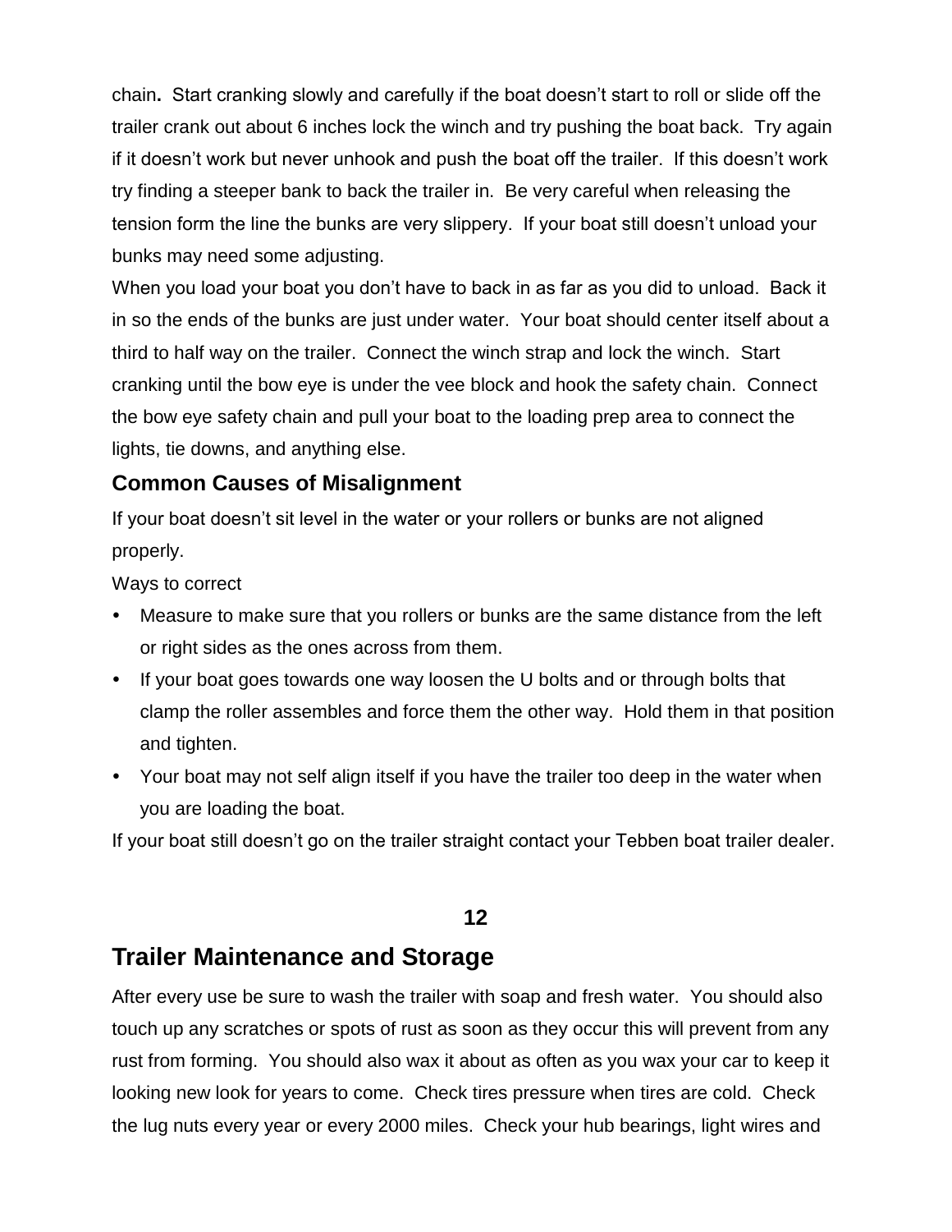chain**.** Start cranking slowly and carefully if the boat doesn't start to roll or slide off the trailer crank out about 6 inches lock the winch and try pushing the boat back. Try again if it doesn't work but never unhook and push the boat off the trailer. If this doesn't work try finding a steeper bank to back the trailer in. Be very careful when releasing the tension form the line the bunks are very slippery. If your boat still doesn't unload your bunks may need some adjusting.

When you load your boat you don't have to back in as far as you did to unload. Back it in so the ends of the bunks are just under water. Your boat should center itself about a third to half way on the trailer. Connect the winch strap and lock the winch. Start cranking until the bow eye is under the vee block and hook the safety chain. Connect the bow eye safety chain and pull your boat to the loading prep area to connect the lights, tie downs, and anything else.

### Common Causes of Misalignment

If your boat doesn't sit level in the water or your rollers or bunks are not aligned properly.

Ways to correct

- Measure to make sure that you rollers or bunks are the same distance from the left or right sides as the ones across from them.
- If your boat goes towards one way loosen the U bolts and or through bolts that clamp the roller assembles and force them the other way. Hold them in that position and tighten.
- Your boat may not self align itself if you have the trailer too deep in the water when you are loading the boat.

If your boat still doesn't go on the trailer straight contact your Tebben boat trailer dealer.

**12**

## Trailer Maintenance and Storage

After every use be sure to wash the trailer with soap and fresh water. You should also touch up any scratches or spots of rust as soon as they occur this will prevent from any rust from forming. You should also wax it about as often as you wax your car to keep it looking new look for years to come. Check tires pressure when tires are cold. Check the lug nuts every year or every 2000 miles. Check your hub bearings, light wires and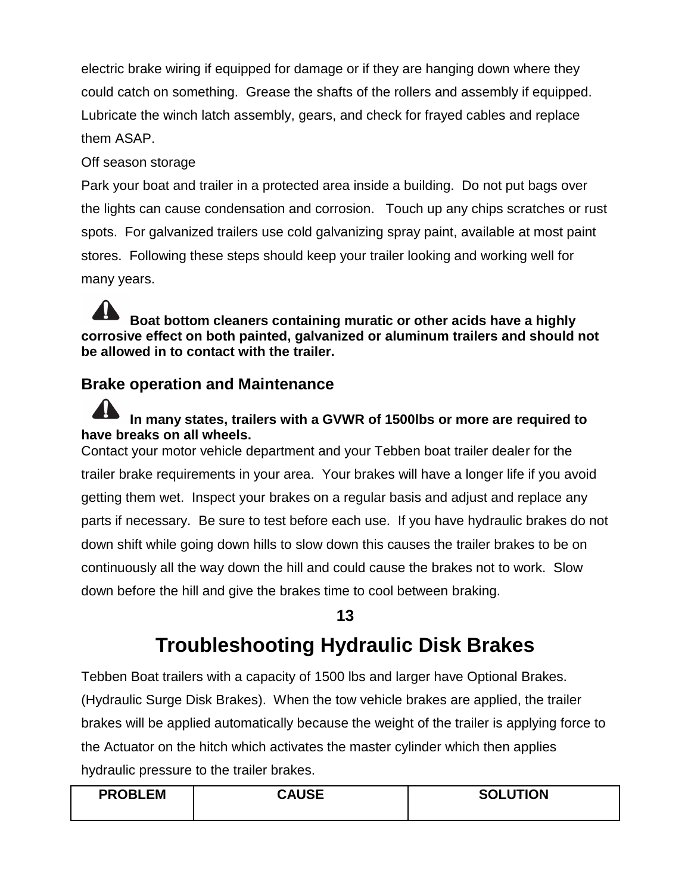electric brake wiring if equipped for damage or if they are hanging down where they could catch on something. Grease the shafts of the rollers and assembly if equipped. Lubricate the winch latch assembly, gears, and check for frayed cables and replace them ASAP.

Off season storage

Park your boat and trailer in a protected area inside a building. Do not put bags over the lights can cause condensation and corrosion. Touch up any chips scratches or rust spots. For galvanized trailers use cold galvanizing spray paint, available at most paint stores. Following these steps should keep your trailer looking and working well for many years.

⚠ **Boat bottom cleaners containing muratic or other acids have a highly corrosive effect on both painted, galvanized or aluminum trailers and should not be allowed in to contact with the trailer.**

## Brake operation and Maintenance

⚠ **In many states, trailers with a GVWR of 1500lbs or more are required to have breaks on all wheels.**

Contact your motor vehicle department and your Tebben boat trailer dealer for the trailer brake requirements in your area. Your brakes will have a longer life if you avoid getting them wet. Inspect your brakes on a regular basis and adjust and replace any parts if necessary. Be sure to test before each use. If you have hydraulic brakes do not down shift while going down hills to slow down this causes the trailer brakes to be on continuously all the way down the hill and could cause the brakes not to work. Slow down before the hill and give the brakes time to cool between braking.

# Troubleshooting Hydraulic Disk Brakes

Tebben Boat trailers with a capacity of 1500 lbs and larger have Optional Brakes. (Hydraulic Surge Disk Brakes). When the tow vehicle brakes are applied, the trailer brakes will be applied automatically because the weight of the trailer is applying force to the Actuator on the hitch which activates the master cylinder which then applies hydraulic pressure to the trailer brakes.

| PROBLEM | CAUSE | SOLUTION |
|---|---|---|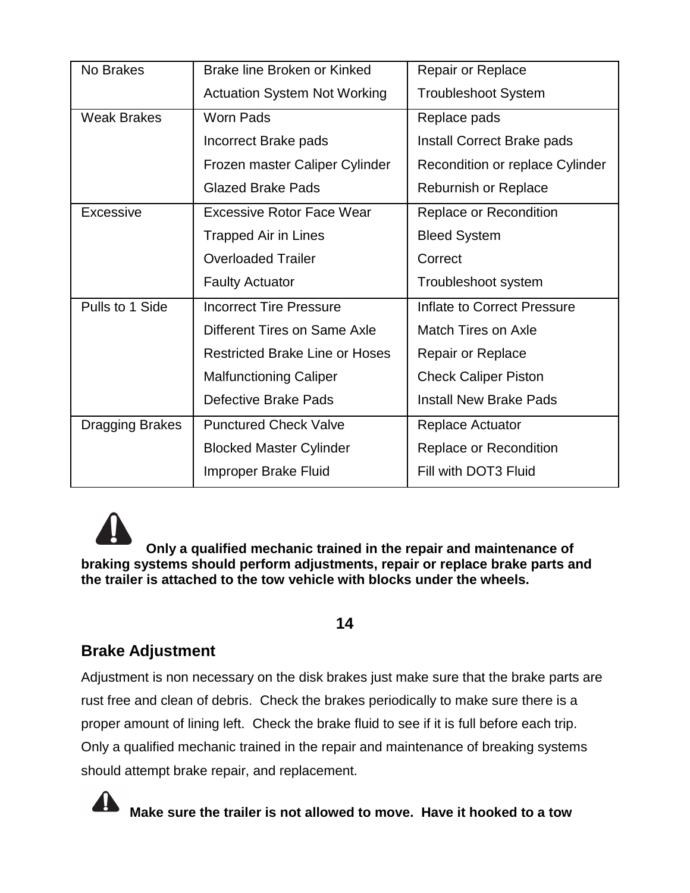| | | |
|---|---|---|
| No Brakes | Brake line Broken or Kinked | Repair or Replace |
| | Actuation System Not Working | Troubleshoot System |
| Weak Brakes | Worn Pads | Replace pads |
| | Incorrect Brake pads | Install Correct Brake pads |
| | Frozen master Caliper Cylinder | Recondition or replace Cylinder |
| | Glazed Brake Pads | Reburnish or Replace |
| Excessive | Excessive Rotor Face Wear | Replace or Recondition |
| | Trapped Air in Lines | Bleed System |
| | Overloaded Trailer | Correct |
| | Faulty Actuator | Troubleshoot system |
| Pulls to 1 Side | Incorrect Tire Pressure | Inflate to Correct Pressure |
| | Different Tires on Same Axle | Match Tires on Axle |
| | Restricted Brake Line or Hoses | Repair or Replace |
| | Malfunctioning Caliper | Check Caliper Piston |
| | Defective Brake Pads | Install New Brake Pads |
| Dragging Brakes | Punctured Check Valve | Replace Actuator |
| | Blocked Master Cylinder | Replace or Recondition |
| | Improper Brake Fluid | Fill with DOT3 Fluid |

**Only a qualified mechanic trained in the repair and maintenance of braking systems should perform adjustments, repair or replace brake parts and the trailer is attached to the tow vehicle with blocks under the wheels.**

## Brake Adjustment

Adjustment is non necessary on the disk brakes just make sure that the brake parts are rust free and clean of debris. Check the brakes periodically to make sure there is a proper amount of lining left. Check the brake fluid to see if it is full before each trip. Only a qualified mechanic trained in the repair and maintenance of breaking systems should attempt brake repair, and replacement.

**Make sure the trailer is not allowed to move. Have it hooked to a tow**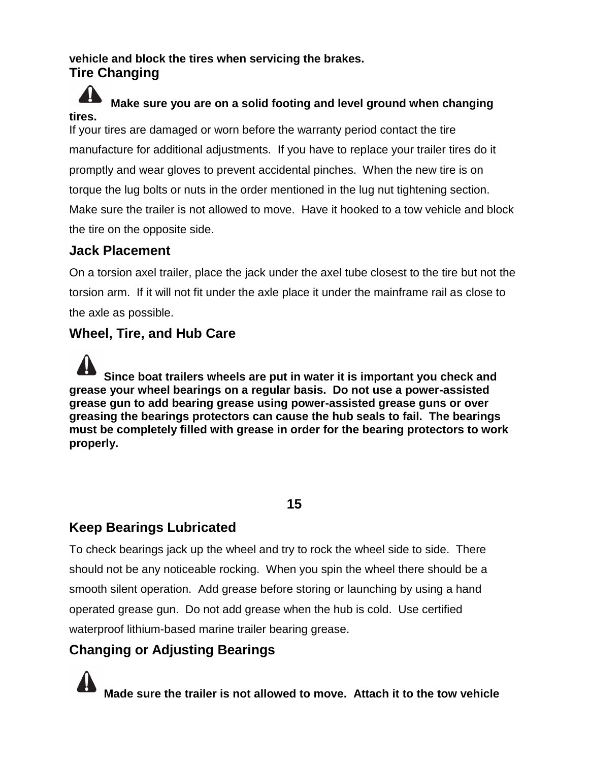**vehicle and block the tires when servicing the brakes.**

## Tire Changing

**Make sure you are on a solid footing and level ground when changing tires.**

If your tires are damaged or worn before the warranty period contact the tire manufacture for additional adjustments. If you have to replace your trailer tires do it promptly and wear gloves to prevent accidental pinches. When the new tire is on torque the lug bolts or nuts in the order mentioned in the lug nut tightening section. Make sure the trailer is not allowed to move. Have it hooked to a tow vehicle and block the tire on the opposite side.

## Jack Placement

On a torsion axel trailer, place the jack under the axel tube closest to the tire but not the torsion arm. If it will not fit under the axle place it under the mainframe rail as close to the axle as possible.

## Wheel, Tire, and Hub Care

**Since boat trailers wheels are put in water it is important you check and grease your wheel bearings on a regular basis. Do not use a power-assisted grease gun to add bearing grease using power-assisted grease guns or over greasing the bearings protectors can cause the hub seals to fail. The bearings must be completely filled with grease in order for the bearing protectors to work properly.**

## Keep Bearings Lubricated

To check bearings jack up the wheel and try to rock the wheel side to side. There should not be any noticeable rocking. When you spin the wheel there should be a smooth silent operation. Add grease before storing or launching by using a hand operated grease gun. Do not add grease when the hub is cold. Use certified waterproof lithium-based marine trailer bearing grease.

## Changing or Adjusting Bearings

**Made sure the trailer is not allowed to move. Attach it to the tow vehicle**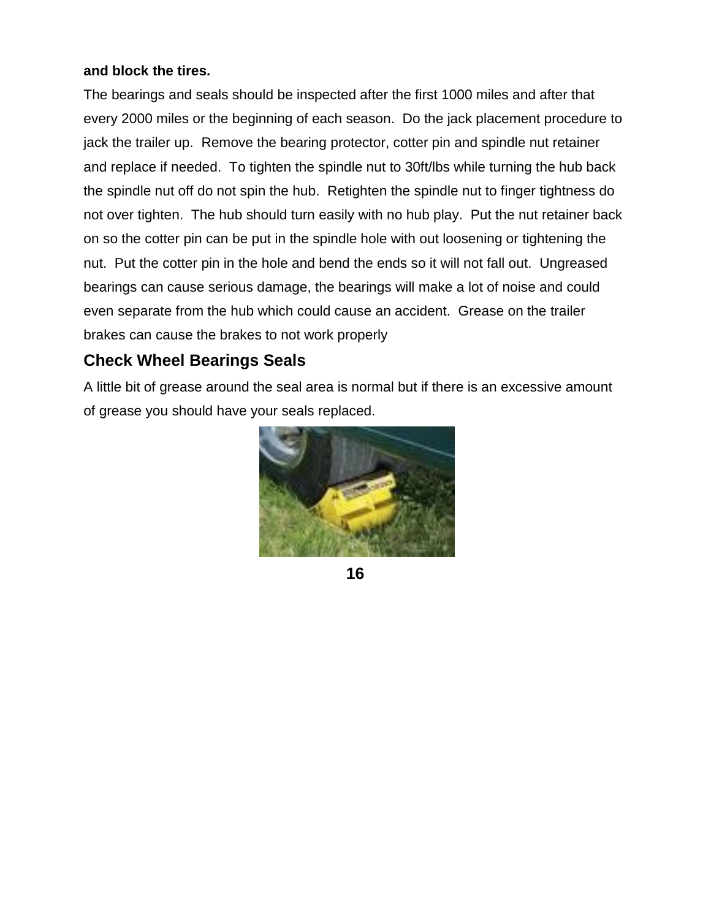**and block the tires.**

The bearings and seals should be inspected after the first 1000 miles and after that every 2000 miles or the beginning of each season.  Do the jack placement procedure to jack the trailer up.  Remove the bearing protector, cotter pin and spindle nut retainer and replace if needed.  To tighten the spindle nut to 30ft/lbs while turning the hub back the spindle nut off do not spin the hub.  Retighten the spindle nut to finger tightness do not over tighten.  The hub should turn easily with no hub play.  Put the nut retainer back on so the cotter pin can be put in the spindle hole with out loosening or tightening the nut.  Put the cotter pin in the hole and bend the ends so it will not fall out.  Ungreased bearings can cause serious damage, the bearings will make a lot of noise and could even separate from the hub which could cause an accident.  Grease on the trailer brakes can cause the brakes to not work properly

## Check Wheel Bearings Seals

A little bit of grease around the seal area is normal but if there is an excessive amount of grease you should have your seals replaced.